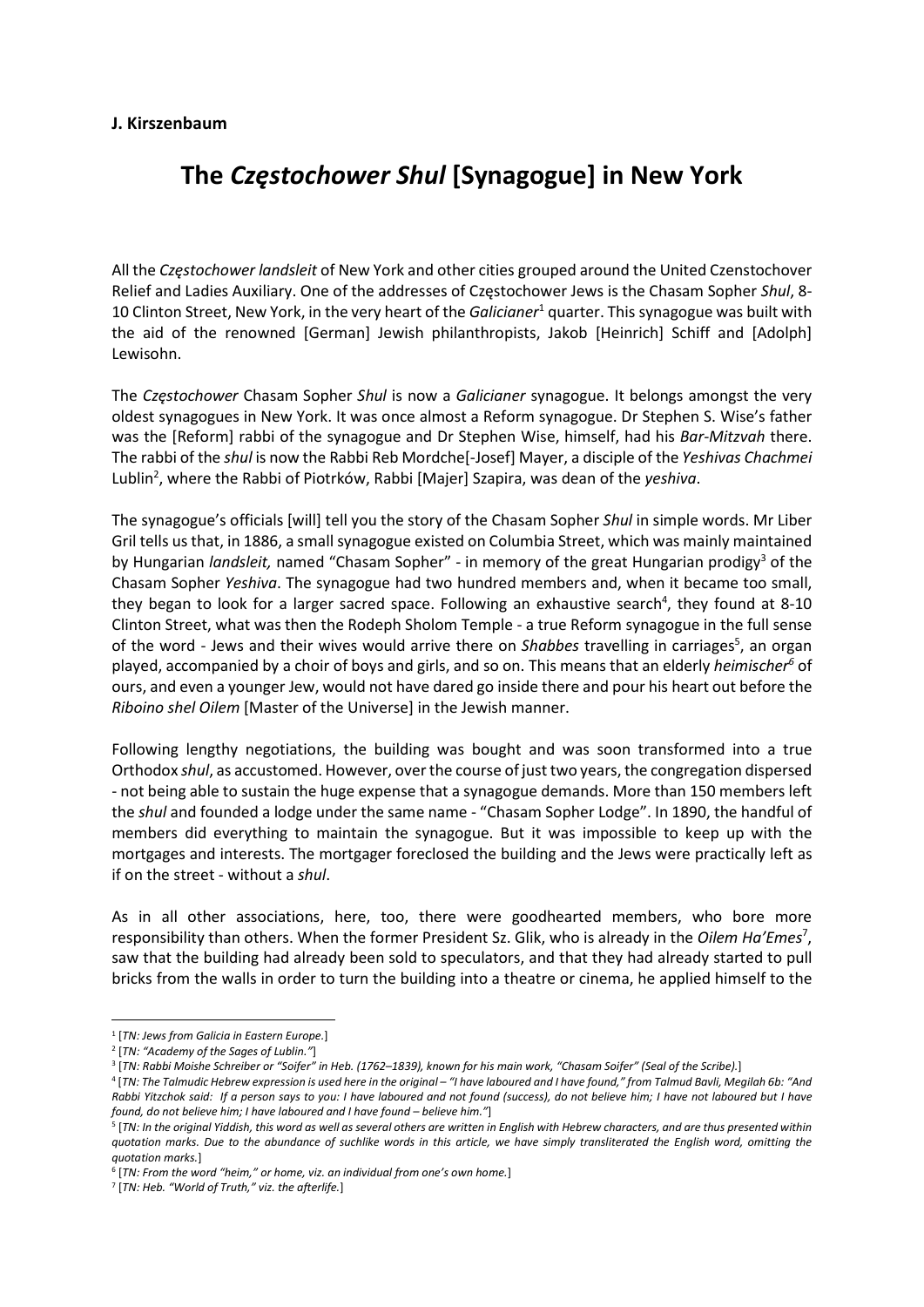**J. Kirszenbaum**

# The *Częstochower Shul* [Synagogue] in New York

All the *Częstochower landsleit* of New York and other cities grouped around the United Czenstochover Relief and Ladies Auxiliary. One of the addresses of Częstochower Jews is the Chasam Sopher *Shul*, 8-10 Clinton Street, New York, in the very heart of the *Galicianer*[1] quarter. This synagogue was built with the aid of the renowned [German] Jewish philanthropists, Jakob [Heinrich] Schiff and [Adolph] Lewisohn.

The *Częstochower* Chasam Sopher *Shul* is now a *Galicianer* synagogue. It belongs amongst the very oldest synagogues in New York. It was once almost a Reform synagogue. Dr Stephen S. Wise's father was the [Reform] rabbi of the synagogue and Dr Stephen Wise, himself, had his *Bar-Mitzvah* there. The rabbi of the *shul* is now the Rabbi Reb Mordche[-Josef] Mayer, a disciple of the *Yeshivas Chachmei* Lublin[2], where the Rabbi of Piotrków, Rabbi [Majer] Szapira, was dean of the *yeshiva*.

The synagogue's officials [will] tell you the story of the Chasam Sopher *Shul* in simple words. Mr Liber Gril tells us that, in 1886, a small synagogue existed on Columbia Street, which was mainly maintained by Hungarian *landsleit,* named "Chasam Sopher" - in memory of the great Hungarian prodigy[3] of the Chasam Sopher *Yeshiva*. The synagogue had two hundred members and, when it became too small, they began to look for a larger sacred space. Following an exhaustive search[4], they found at 8-10 Clinton Street, what was then the Rodeph Sholom Temple - a true Reform synagogue in the full sense of the word - Jews and their wives would arrive there on *Shabbes* travelling in carriages[5], an organ played, accompanied by a choir of boys and girls, and so on. This means that an elderly *heimischer*[6] of ours, and even a younger Jew, would not have dared go inside there and pour his heart out before the *Riboino shel Oilem* [Master of the Universe] in the Jewish manner.

Following lengthy negotiations, the building was bought and was soon transformed into a true Orthodox *shul*, as accustomed. However, over the course of just two years, the congregation dispersed - not being able to sustain the huge expense that a synagogue demands. More than 150 members left the *shul* and founded a lodge under the same name - "Chasam Sopher Lodge". In 1890, the handful of members did everything to maintain the synagogue. But it was impossible to keep up with the mortgages and interests. The mortgager foreclosed the building and the Jews were practically left as if on the street - without a *shul*.

As in all other associations, here, too, there were goodhearted members, who bore more responsibility than others. When the former President Sz. Glik, who is already in the *Oilem Ha'Emes*[7], saw that the building had already been sold to speculators, and that they had already started to pull bricks from the walls in order to turn the building into a theatre or cinema, he applied himself to the

---

[1] [*TN: Jews from Galicia in Eastern Europe.*]

[2] [*TN: "Academy of the Sages of Lublin."*]

[3] [*TN: Rabbi Moishe Schreiber or "Soifer" in Heb. (1762–1839), known for his main work, "Chasam Soifer" (Seal of the Scribe).*]

[4] [*TN: The Talmudic Hebrew expression is used here in the original – "I have laboured and I have found," from Talmud Bavli, Megilah 6b: "And Rabbi Yitzchok said: If a person says to you: I have laboured and not found (success), do not believe him; I have not laboured but I have found, do not believe him; I have laboured and I have found – believe him."*]

[5] [*TN: In the original Yiddish, this word as well as several others are written in English with Hebrew characters, and are thus presented within quotation marks. Due to the abundance of suchlike words in this article, we have simply transliterated the English word, omitting the quotation marks.*]

[6] [*TN: From the word "heim," or home, viz. an individual from one's own home.*]

[7] [*TN: Heb. "World of Truth," viz. the afterlife.*]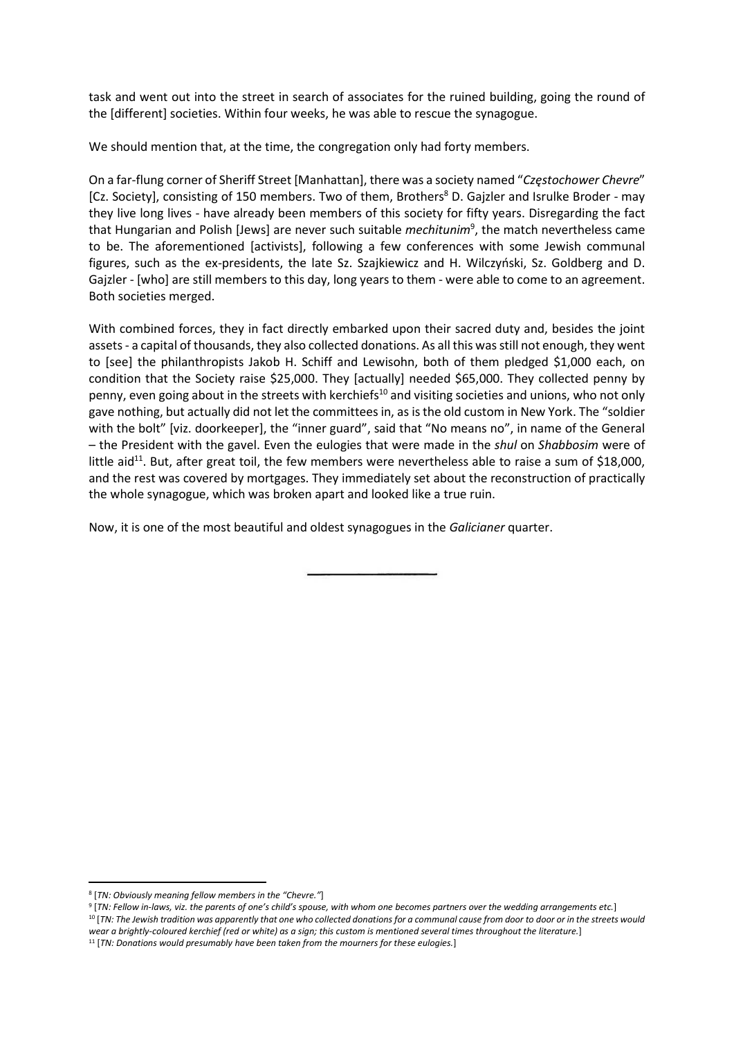task and went out into the street in search of associates for the ruined building, going the round of the [different] societies. Within four weeks, he was able to rescue the synagogue.

We should mention that, at the time, the congregation only had forty members.

On a far-flung corner of Sheriff Street [Manhattan], there was a society named "*Częstochower Chevre*" [Cz. Society], consisting of 150 members. Two of them, Brothers[8] D. Gajzler and Isrulke Broder - may they live long lives - have already been members of this society for fifty years. Disregarding the fact that Hungarian and Polish [Jews] are never such suitable *mechitunim*[9], the match nevertheless came to be. The aforementioned [activists], following a few conferences with some Jewish communal figures, such as the ex-presidents, the late Sz. Szajkiewicz and H. Wilczyński, Sz. Goldberg and D. Gajzler - [who] are still members to this day, long years to them - were able to come to an agreement. Both societies merged.

With combined forces, they in fact directly embarked upon their sacred duty and, besides the joint assets - a capital of thousands, they also collected donations. As all this was still not enough, they went to [see] the philanthropists Jakob H. Schiff and Lewisohn, both of them pledged $1,000 each, on condition that the Society raise $25,000. They [actually] needed $65,000. They collected penny by penny, even going about in the streets with kerchiefs[10] and visiting societies and unions, who not only gave nothing, but actually did not let the committees in, as is the old custom in New York. The "soldier with the bolt" [viz. doorkeeper], the "inner guard", said that "No means no", in name of the General – the President with the gavel. Even the eulogies that were made in the *shul* on *Shabbosim* were of little aid[11]. But, after great toil, the few members were nevertheless able to raise a sum of $18,000, and the rest was covered by mortgages. They immediately set about the reconstruction of practically the whole synagogue, which was broken apart and looked like a true ruin.

Now, it is one of the most beautiful and oldest synagogues in the *Galicianer* quarter.

---

[8] [*TN: Obviously meaning fellow members in the "Chevre."*]

[9] [*TN: Fellow in-laws, viz. the parents of one's child's spouse, with whom one becomes partners over the wedding arrangements etc.*]

[10] [*TN: The Jewish tradition was apparently that one who collected donations for a communal cause from door to door or in the streets would wear a brightly-coloured kerchief (red or white) as a sign; this custom is mentioned several times throughout the literature.*]

[11] [*TN: Donations would presumably have been taken from the mourners for these eulogies.*]